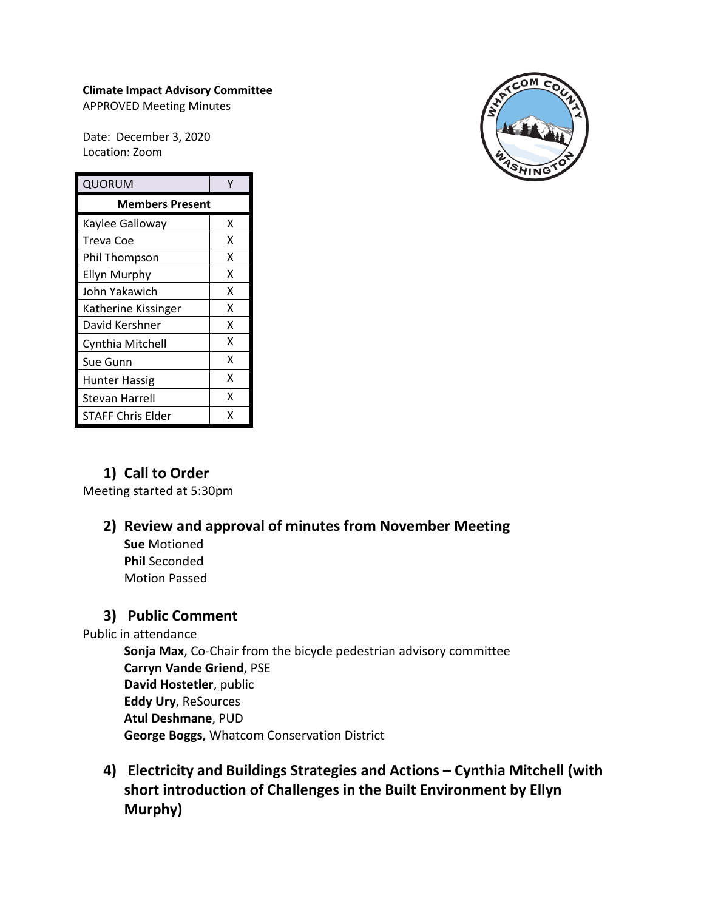**Climate Impact Advisory Committee**
APPROVED Meeting Minutes

Date: December 3, 2020
Location: Zoom

| QUORUM | Y |
|---|---|
| **Members Present** | |
| Kaylee Galloway | X |
| Treva Coe | X |
| Phil Thompson | X |
| Ellyn Murphy | X |
| John Yakawich | X |
| Katherine Kissinger | X |
| David Kershner | X |
| Cynthia Mitchell | X |
| Sue Gunn | X |
| Hunter Hassig | X |
| Stevan Harrell | X |
| STAFF Chris Elder | X |

## 1) Call to Order

Meeting started at 5:30pm

## 2) Review and approval of minutes from November Meeting

**Sue** Motioned
**Phil** Seconded
Motion Passed

## 3) Public Comment

Public in attendance

**Sonja Max**, Co-Chair from the bicycle pedestrian advisory committee
**Carryn Vande Griend**, PSE
**David Hostetler**, public
**Eddy Ury**, ReSources
**Atul Deshmane**, PUD
**George Boggs,** Whatcom Conservation District

## 4) Electricity and Buildings Strategies and Actions – Cynthia Mitchell (with short introduction of Challenges in the Built Environment by Ellyn Murphy)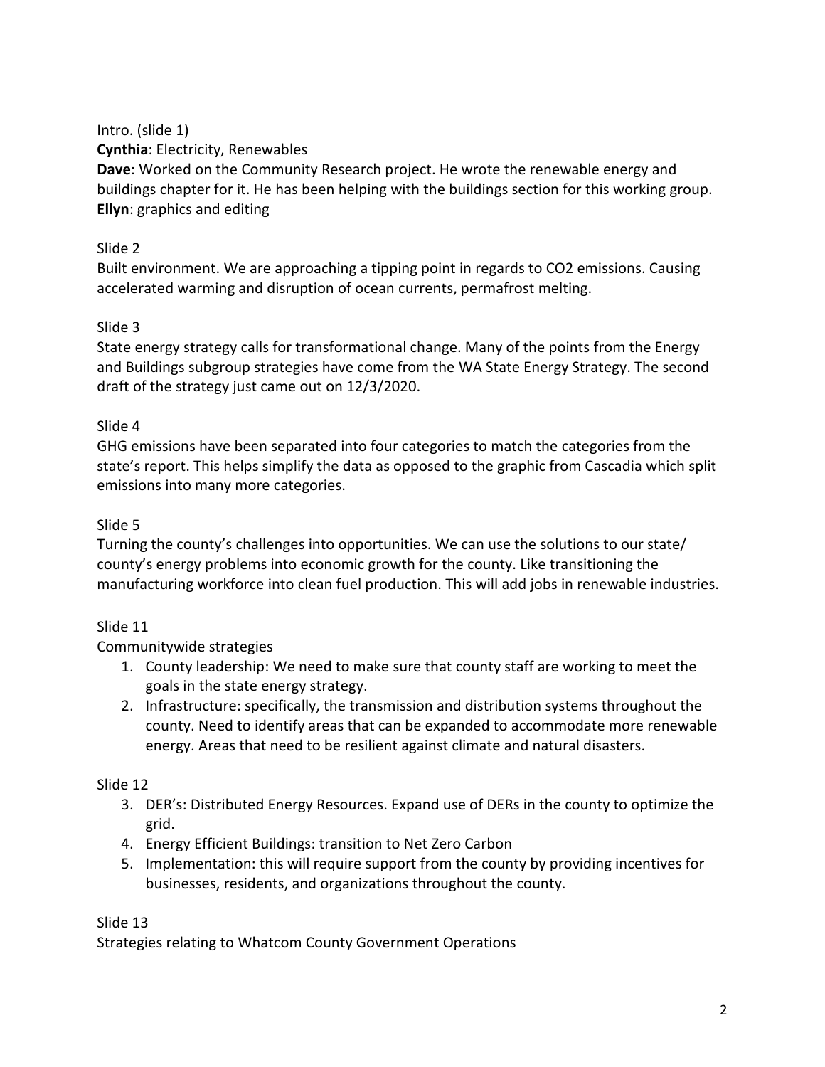Intro. (slide 1)

**Cynthia**: Electricity, Renewables

**Dave**: Worked on the Community Research project. He wrote the renewable energy and buildings chapter for it. He has been helping with the buildings section for this working group.

**Ellyn**: graphics and editing

Slide 2

Built environment. We are approaching a tipping point in regards to $CO_2$ emissions. Causing accelerated warming and disruption of ocean currents, permafrost melting.

Slide 3

State energy strategy calls for transformational change. Many of the points from the Energy and Buildings subgroup strategies have come from the WA State Energy Strategy. The second draft of the strategy just came out on 12/3/2020.

Slide 4

GHG emissions have been separated into four categories to match the categories from the state's report. This helps simplify the data as opposed to the graphic from Cascadia which split emissions into many more categories.

Slide 5

Turning the county's challenges into opportunities. We can use the solutions to our state/ county's energy problems into economic growth for the county. Like transitioning the manufacturing workforce into clean fuel production. This will add jobs in renewable industries.

Slide 11

Communitywide strategies

1. County leadership: We need to make sure that county staff are working to meet the goals in the state energy strategy.
2. Infrastructure: specifically, the transmission and distribution systems throughout the county. Need to identify areas that can be expanded to accommodate more renewable energy. Areas that need to be resilient against climate and natural disasters.

Slide 12

3. DER's: Distributed Energy Resources. Expand use of DERs in the county to optimize the grid.
4. Energy Efficient Buildings: transition to Net Zero Carbon
5. Implementation: this will require support from the county by providing incentives for businesses, residents, and organizations throughout the county.

Slide 13

Strategies relating to Whatcom County Government Operations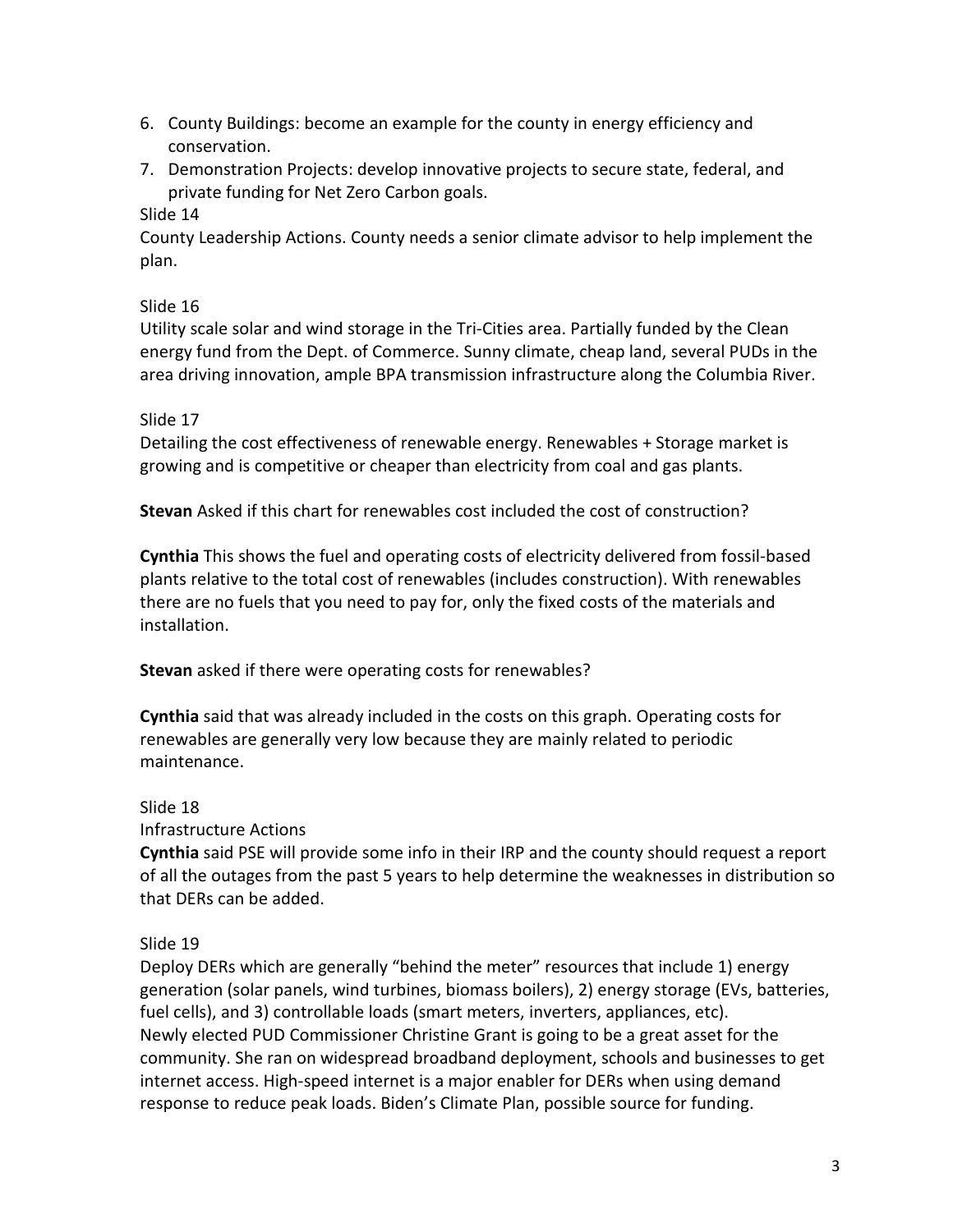6. County Buildings: become an example for the county in energy efficiency and conservation.
7. Demonstration Projects: develop innovative projects to secure state, federal, and private funding for Net Zero Carbon goals.

Slide 14

County Leadership Actions. County needs a senior climate advisor to help implement the plan.

Slide 16

Utility scale solar and wind storage in the Tri-Cities area. Partially funded by the Clean energy fund from the Dept. of Commerce. Sunny climate, cheap land, several PUDs in the area driving innovation, ample BPA transmission infrastructure along the Columbia River.

Slide 17

Detailing the cost effectiveness of renewable energy. Renewables + Storage market is growing and is competitive or cheaper than electricity from coal and gas plants.

**Stevan** Asked if this chart for renewables cost included the cost of construction?

**Cynthia** This shows the fuel and operating costs of electricity delivered from fossil-based plants relative to the total cost of renewables (includes construction). With renewables there are no fuels that you need to pay for, only the fixed costs of the materials and installation.

**Stevan** asked if there were operating costs for renewables?

**Cynthia** said that was already included in the costs on this graph. Operating costs for renewables are generally very low because they are mainly related to periodic maintenance.

Slide 18

Infrastructure Actions

**Cynthia** said PSE will provide some info in their IRP and the county should request a report of all the outages from the past 5 years to help determine the weaknesses in distribution so that DERs can be added.

Slide 19

Deploy DERs which are generally "behind the meter" resources that include 1) energy generation (solar panels, wind turbines, biomass boilers), 2) energy storage (EVs, batteries, fuel cells), and 3) controllable loads (smart meters, inverters, appliances, etc).

Newly elected PUD Commissioner Christine Grant is going to be a great asset for the community. She ran on widespread broadband deployment, schools and businesses to get internet access. High-speed internet is a major enabler for DERs when using demand response to reduce peak loads. Biden's Climate Plan, possible source for funding.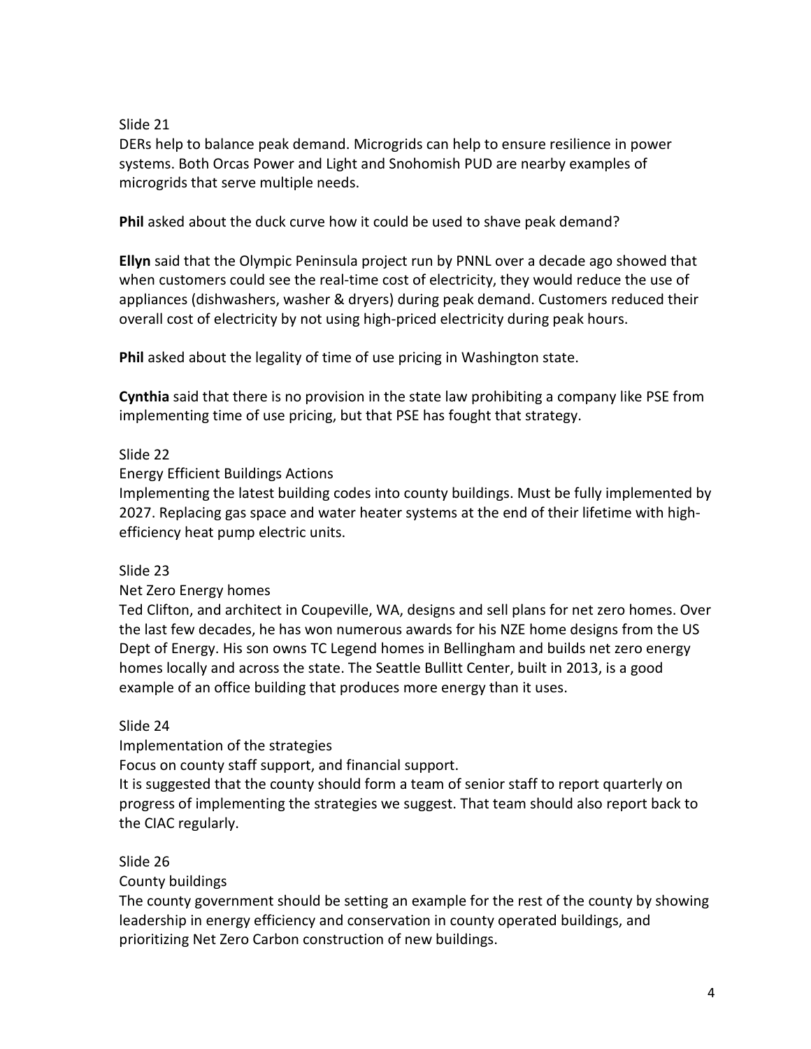Slide 21

DERs help to balance peak demand. Microgrids can help to ensure resilience in power systems. Both Orcas Power and Light and Snohomish PUD are nearby examples of microgrids that serve multiple needs.

**Phil** asked about the duck curve how it could be used to shave peak demand?

**Ellyn** said that the Olympic Peninsula project run by PNNL over a decade ago showed that when customers could see the real-time cost of electricity, they would reduce the use of appliances (dishwashers, washer & dryers) during peak demand. Customers reduced their overall cost of electricity by not using high-priced electricity during peak hours.

**Phil** asked about the legality of time of use pricing in Washington state.

**Cynthia** said that there is no provision in the state law prohibiting a company like PSE from implementing time of use pricing, but that PSE has fought that strategy.

Slide 22

Energy Efficient Buildings Actions

Implementing the latest building codes into county buildings. Must be fully implemented by 2027. Replacing gas space and water heater systems at the end of their lifetime with high-efficiency heat pump electric units.

Slide 23

Net Zero Energy homes

Ted Clifton, and architect in Coupeville, WA, designs and sell plans for net zero homes. Over the last few decades, he has won numerous awards for his NZE home designs from the US Dept of Energy. His son owns TC Legend homes in Bellingham and builds net zero energy homes locally and across the state. The Seattle Bullitt Center, built in 2013, is a good example of an office building that produces more energy than it uses.

Slide 24

Implementation of the strategies

Focus on county staff support, and financial support.

It is suggested that the county should form a team of senior staff to report quarterly on progress of implementing the strategies we suggest. That team should also report back to the CIAC regularly.

Slide 26

County buildings

The county government should be setting an example for the rest of the county by showing leadership in energy efficiency and conservation in county operated buildings, and prioritizing Net Zero Carbon construction of new buildings.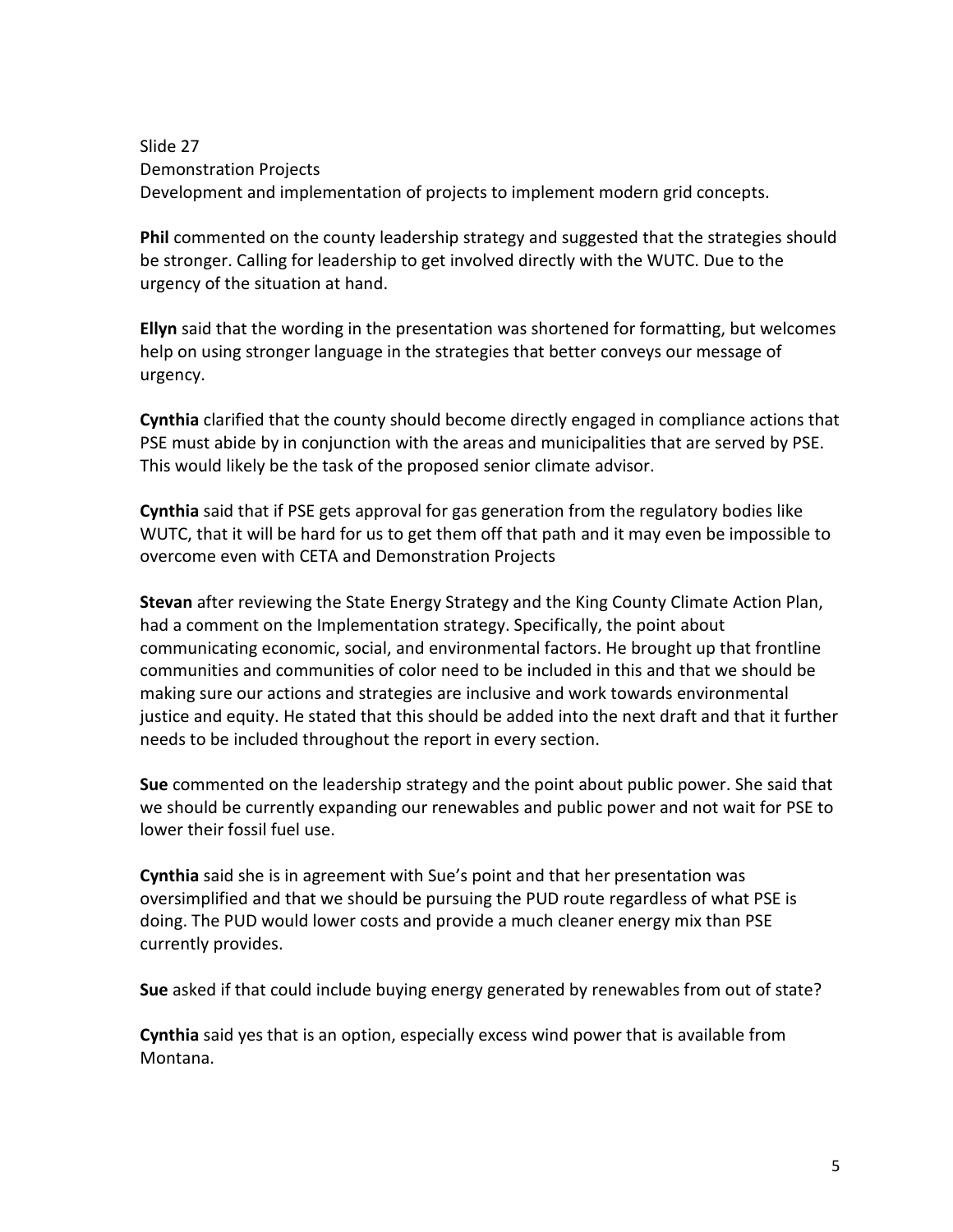Slide 27
Demonstration Projects
Development and implementation of projects to implement modern grid concepts.

**Phil** commented on the county leadership strategy and suggested that the strategies should be stronger. Calling for leadership to get involved directly with the WUTC. Due to the urgency of the situation at hand.

**Ellyn** said that the wording in the presentation was shortened for formatting, but welcomes help on using stronger language in the strategies that better conveys our message of urgency.

**Cynthia** clarified that the county should become directly engaged in compliance actions that PSE must abide by in conjunction with the areas and municipalities that are served by PSE. This would likely be the task of the proposed senior climate advisor.

**Cynthia** said that if PSE gets approval for gas generation from the regulatory bodies like WUTC, that it will be hard for us to get them off that path and it may even be impossible to overcome even with CETA and Demonstration Projects

**Stevan** after reviewing the State Energy Strategy and the King County Climate Action Plan, had a comment on the Implementation strategy. Specifically, the point about communicating economic, social, and environmental factors. He brought up that frontline communities and communities of color need to be included in this and that we should be making sure our actions and strategies are inclusive and work towards environmental justice and equity. He stated that this should be added into the next draft and that it further needs to be included throughout the report in every section.

**Sue** commented on the leadership strategy and the point about public power. She said that we should be currently expanding our renewables and public power and not wait for PSE to lower their fossil fuel use.

**Cynthia** said she is in agreement with Sue's point and that her presentation was oversimplified and that we should be pursuing the PUD route regardless of what PSE is doing. The PUD would lower costs and provide a much cleaner energy mix than PSE currently provides.

**Sue** asked if that could include buying energy generated by renewables from out of state?

**Cynthia** said yes that is an option, especially excess wind power that is available from Montana.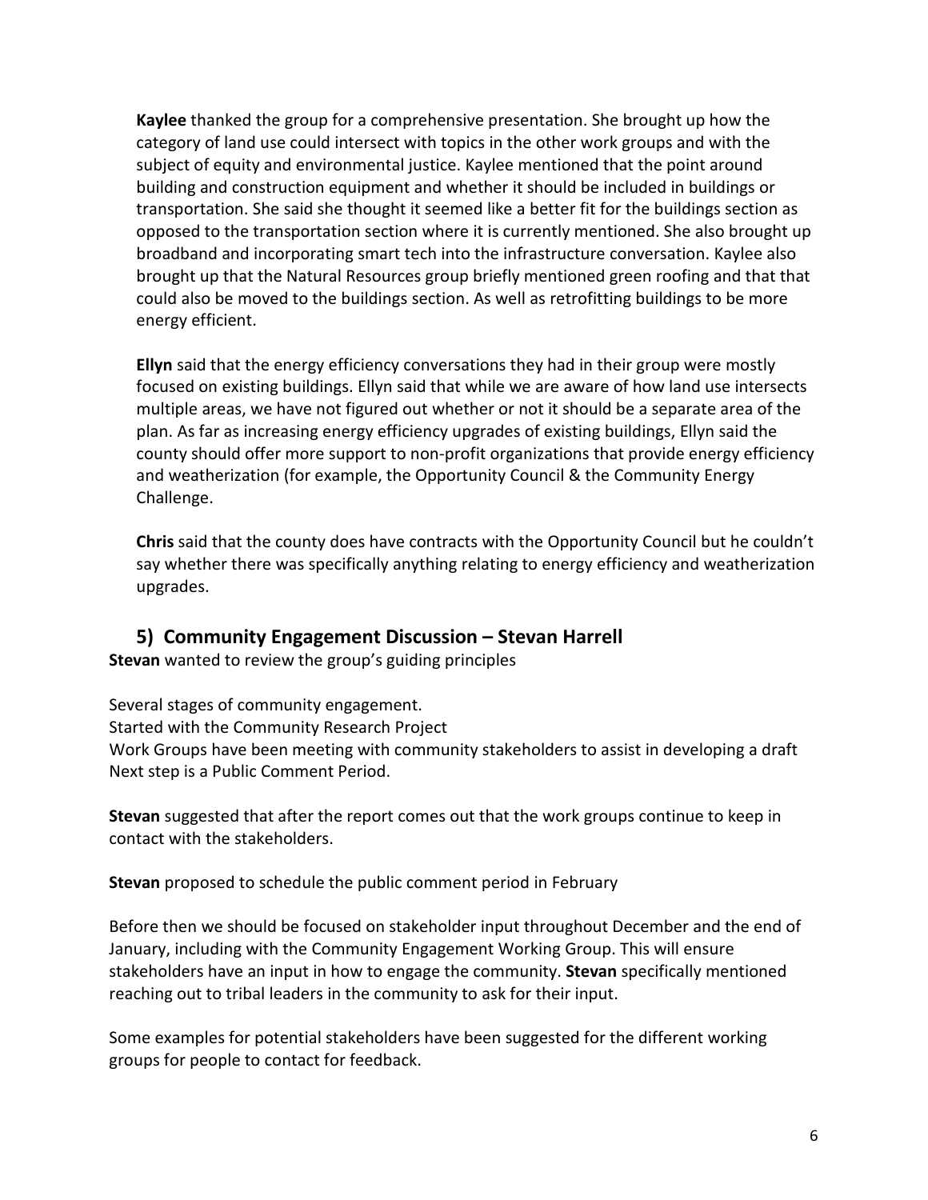**Kaylee** thanked the group for a comprehensive presentation. She brought up how the category of land use could intersect with topics in the other work groups and with the subject of equity and environmental justice. Kaylee mentioned that the point around building and construction equipment and whether it should be included in buildings or transportation. She said she thought it seemed like a better fit for the buildings section as opposed to the transportation section where it is currently mentioned. She also brought up broadband and incorporating smart tech into the infrastructure conversation. Kaylee also brought up that the Natural Resources group briefly mentioned green roofing and that that could also be moved to the buildings section. As well as retrofitting buildings to be more energy efficient.

**Ellyn** said that the energy efficiency conversations they had in their group were mostly focused on existing buildings. Ellyn said that while we are aware of how land use intersects multiple areas, we have not figured out whether or not it should be a separate area of the plan. As far as increasing energy efficiency upgrades of existing buildings, Ellyn said the county should offer more support to non-profit organizations that provide energy efficiency and weatherization (for example, the Opportunity Council & the Community Energy Challenge.

**Chris** said that the county does have contracts with the Opportunity Council but he couldn't say whether there was specifically anything relating to energy efficiency and weatherization upgrades.

## 5) Community Engagement Discussion – Stevan Harrell

**Stevan** wanted to review the group's guiding principles

Several stages of community engagement.
Started with the Community Research Project
Work Groups have been meeting with community stakeholders to assist in developing a draft
Next step is a Public Comment Period.

**Stevan** suggested that after the report comes out that the work groups continue to keep in contact with the stakeholders.

**Stevan** proposed to schedule the public comment period in February

Before then we should be focused on stakeholder input throughout December and the end of January, including with the Community Engagement Working Group. This will ensure stakeholders have an input in how to engage the community. **Stevan** specifically mentioned reaching out to tribal leaders in the community to ask for their input.

Some examples for potential stakeholders have been suggested for the different working groups for people to contact for feedback.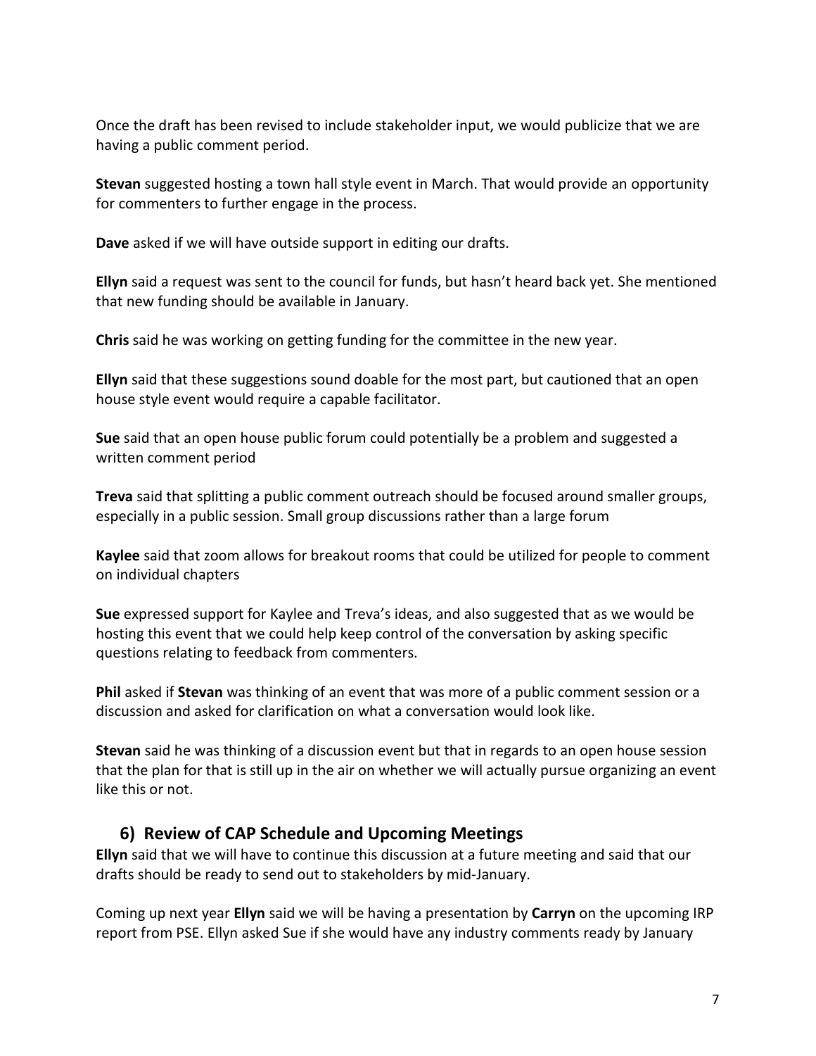Once the draft has been revised to include stakeholder input, we would publicize that we are having a public comment period.

**Stevan** suggested hosting a town hall style event in March. That would provide an opportunity for commenters to further engage in the process.

**Dave** asked if we will have outside support in editing our drafts.

**Ellyn** said a request was sent to the council for funds, but hasn't heard back yet. She mentioned that new funding should be available in January.

**Chris** said he was working on getting funding for the committee in the new year.

**Ellyn** said that these suggestions sound doable for the most part, but cautioned that an open house style event would require a capable facilitator.

**Sue** said that an open house public forum could potentially be a problem and suggested a written comment period

**Treva** said that splitting a public comment outreach should be focused around smaller groups, especially in a public session. Small group discussions rather than a large forum

**Kaylee** said that zoom allows for breakout rooms that could be utilized for people to comment on individual chapters

**Sue** expressed support for Kaylee and Treva's ideas, and also suggested that as we would be hosting this event that we could help keep control of the conversation by asking specific questions relating to feedback from commenters.

**Phil** asked if **Stevan** was thinking of an event that was more of a public comment session or a discussion and asked for clarification on what a conversation would look like.

**Stevan** said he was thinking of a discussion event but that in regards to an open house session that the plan for that is still up in the air on whether we will actually pursue organizing an event like this or not.

## 6) Review of CAP Schedule and Upcoming Meetings

**Ellyn** said that we will have to continue this discussion at a future meeting and said that our drafts should be ready to send out to stakeholders by mid-January.

Coming up next year **Ellyn** said we will be having a presentation by **Carryn** on the upcoming IRP report from PSE. Ellyn asked Sue if she would have any industry comments ready by January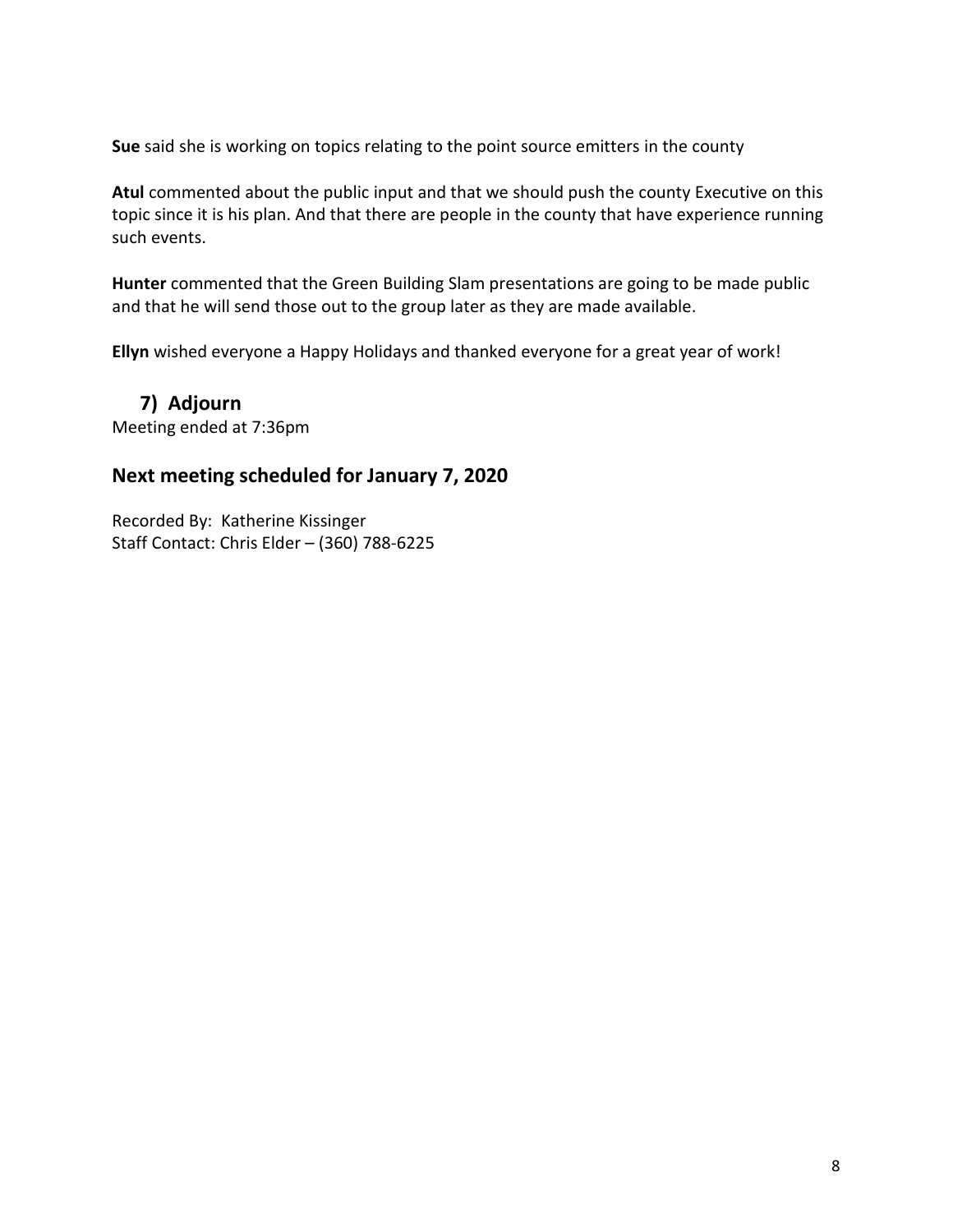**Sue** said she is working on topics relating to the point source emitters in the county

**Atul** commented about the public input and that we should push the county Executive on this topic since it is his plan. And that there are people in the county that have experience running such events.

**Hunter** commented that the Green Building Slam presentations are going to be made public and that he will send those out to the group later as they are made available.

**Ellyn** wished everyone a Happy Holidays and thanked everyone for a great year of work!

### 7) Adjourn

Meeting ended at 7:36pm

## Next meeting scheduled for January 7, 2020

Recorded By: Katherine Kissinger
Staff Contact: Chris Elder – (360) 788-6225